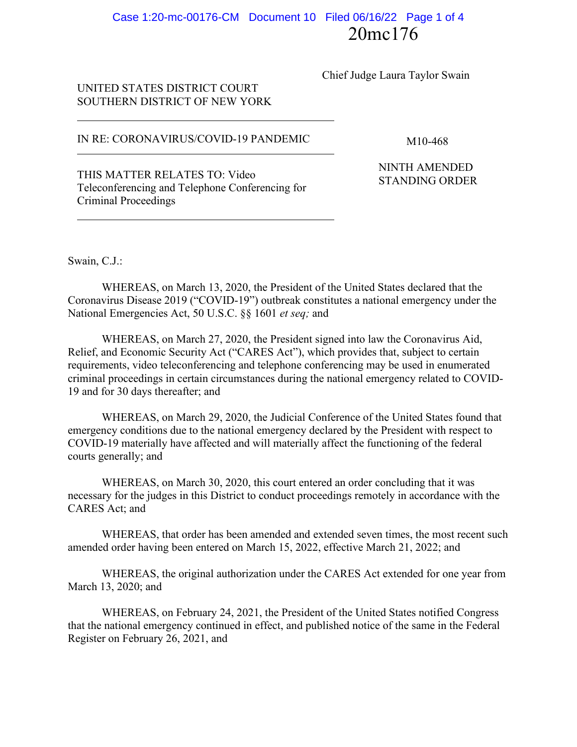20mc176

Chief Judge Laura Taylor Swain

UNITED STATES DISTRICT COURT
SOUTHERN DISTRICT OF NEW YORK

---

IN RE: CORONAVIRUS/COVID-19 PANDEMIC

M10-468

---

THIS MATTER RELATES TO: Video Teleconferencing and Telephone Conferencing for Criminal Proceedings

NINTH AMENDED STANDING ORDER

---

Swain, C.J.:

WHEREAS, on March 13, 2020, the President of the United States declared that the Coronavirus Disease 2019 ("COVID-19") outbreak constitutes a national emergency under the National Emergencies Act, 50 U.S.C. §§ 1601 *et seq;* and

WHEREAS, on March 27, 2020, the President signed into law the Coronavirus Aid, Relief, and Economic Security Act ("CARES Act"), which provides that, subject to certain requirements, video teleconferencing and telephone conferencing may be used in enumerated criminal proceedings in certain circumstances during the national emergency related to COVID-19 and for 30 days thereafter; and

WHEREAS, on March 29, 2020, the Judicial Conference of the United States found that emergency conditions due to the national emergency declared by the President with respect to COVID-19 materially have affected and will materially affect the functioning of the federal courts generally; and

WHEREAS, on March 30, 2020, this court entered an order concluding that it was necessary for the judges in this District to conduct proceedings remotely in accordance with the CARES Act; and

WHEREAS, that order has been amended and extended seven times, the most recent such amended order having been entered on March 15, 2022, effective March 21, 2022; and

WHEREAS, the original authorization under the CARES Act extended for one year from March 13, 2020; and

WHEREAS, on February 24, 2021, the President of the United States notified Congress that the national emergency continued in effect, and published notice of the same in the Federal Register on February 26, 2021, and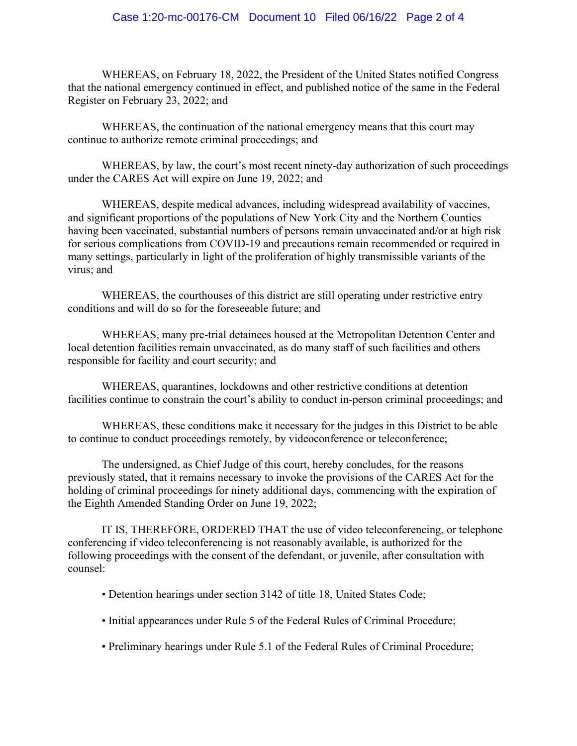WHEREAS, on February 18, 2022, the President of the United States notified Congress that the national emergency continued in effect, and published notice of the same in the Federal Register on February 23, 2022; and

WHEREAS, the continuation of the national emergency means that this court may continue to authorize remote criminal proceedings; and

WHEREAS, by law, the court's most recent ninety-day authorization of such proceedings under the CARES Act will expire on June 19, 2022; and

WHEREAS, despite medical advances, including widespread availability of vaccines, and significant proportions of the populations of New York City and the Northern Counties having been vaccinated, substantial numbers of persons remain unvaccinated and/or at high risk for serious complications from COVID-19 and precautions remain recommended or required in many settings, particularly in light of the proliferation of highly transmissible variants of the virus; and

WHEREAS, the courthouses of this district are still operating under restrictive entry conditions and will do so for the foreseeable future; and

WHEREAS, many pre-trial detainees housed at the Metropolitan Detention Center and local detention facilities remain unvaccinated, as do many staff of such facilities and others responsible for facility and court security; and

WHEREAS, quarantines, lockdowns and other restrictive conditions at detention facilities continue to constrain the court's ability to conduct in-person criminal proceedings; and

WHEREAS, these conditions make it necessary for the judges in this District to be able to continue to conduct proceedings remotely, by videoconference or teleconference;

The undersigned, as Chief Judge of this court, hereby concludes, for the reasons previously stated, that it remains necessary to invoke the provisions of the CARES Act for the holding of criminal proceedings for ninety additional days, commencing with the expiration of the Eighth Amended Standing Order on June 19, 2022;

IT IS, THEREFORE, ORDERED THAT the use of video teleconferencing, or telephone conferencing if video teleconferencing is not reasonably available, is authorized for the following proceedings with the consent of the defendant, or juvenile, after consultation with counsel:

- Detention hearings under section 3142 of title 18, United States Code;
- Initial appearances under Rule 5 of the Federal Rules of Criminal Procedure;
- Preliminary hearings under Rule 5.1 of the Federal Rules of Criminal Procedure;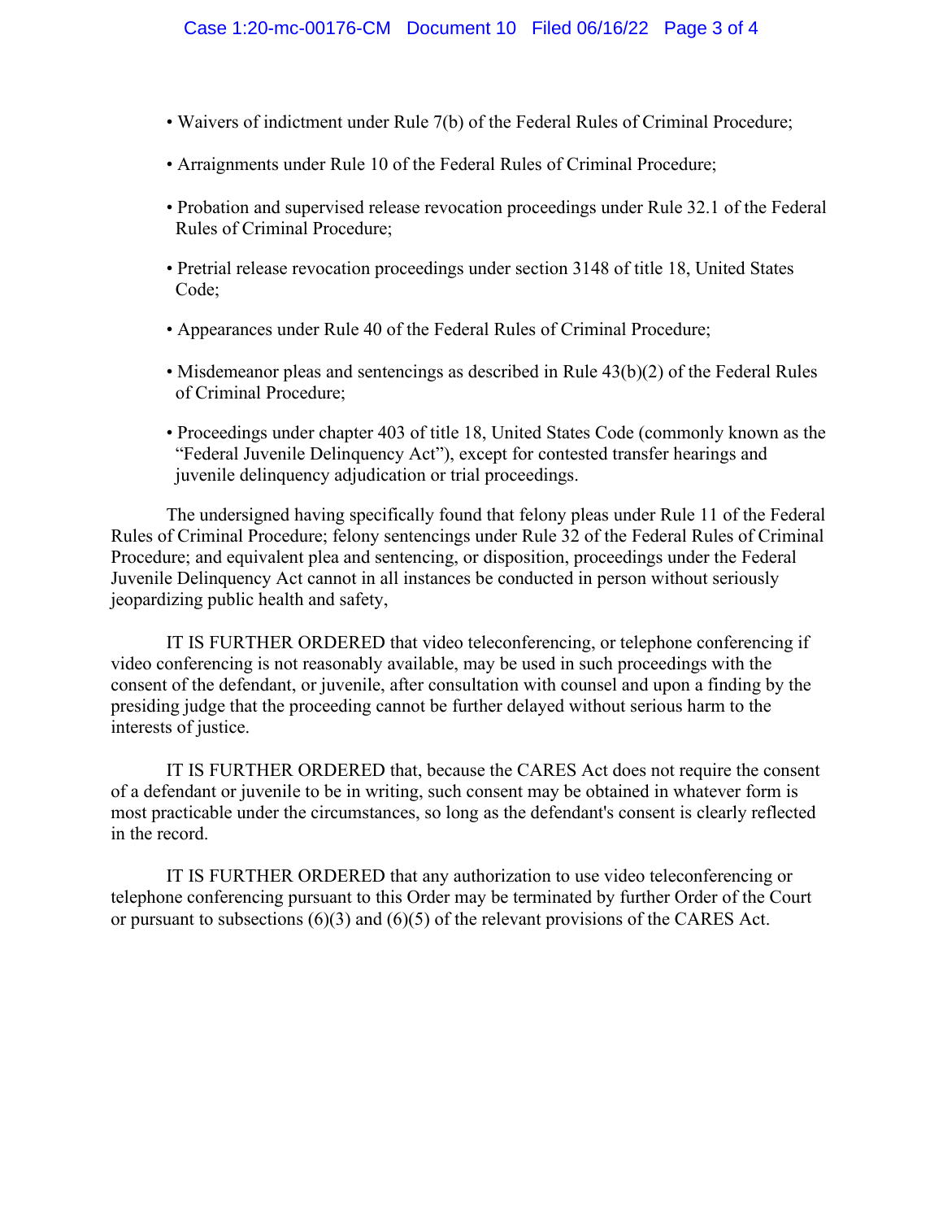- Waivers of indictment under Rule 7(b) of the Federal Rules of Criminal Procedure;

- Arraignments under Rule 10 of the Federal Rules of Criminal Procedure;

- Probation and supervised release revocation proceedings under Rule 32.1 of the Federal Rules of Criminal Procedure;

- Pretrial release revocation proceedings under section 3148 of title 18, United States Code;

- Appearances under Rule 40 of the Federal Rules of Criminal Procedure;

- Misdemeanor pleas and sentencings as described in Rule 43(b)(2) of the Federal Rules of Criminal Procedure;

- Proceedings under chapter 403 of title 18, United States Code (commonly known as the "Federal Juvenile Delinquency Act"), except for contested transfer hearings and juvenile delinquency adjudication or trial proceedings.

The undersigned having specifically found that felony pleas under Rule 11 of the Federal Rules of Criminal Procedure; felony sentencings under Rule 32 of the Federal Rules of Criminal Procedure; and equivalent plea and sentencing, or disposition, proceedings under the Federal Juvenile Delinquency Act cannot in all instances be conducted in person without seriously jeopardizing public health and safety,

IT IS FURTHER ORDERED that video teleconferencing, or telephone conferencing if video conferencing is not reasonably available, may be used in such proceedings with the consent of the defendant, or juvenile, after consultation with counsel and upon a finding by the presiding judge that the proceeding cannot be further delayed without serious harm to the interests of justice.

IT IS FURTHER ORDERED that, because the CARES Act does not require the consent of a defendant or juvenile to be in writing, such consent may be obtained in whatever form is most practicable under the circumstances, so long as the defendant's consent is clearly reflected in the record.

IT IS FURTHER ORDERED that any authorization to use video teleconferencing or telephone conferencing pursuant to this Order may be terminated by further Order of the Court or pursuant to subsections (6)(3) and (6)(5) of the relevant provisions of the CARES Act.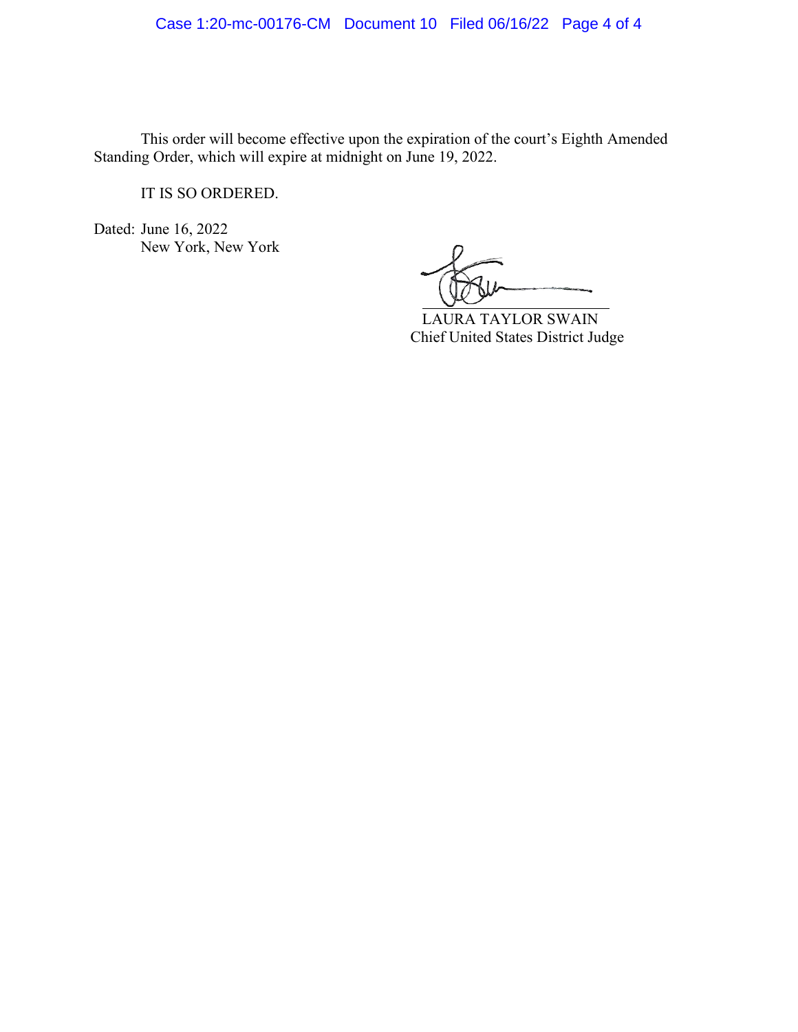This order will become effective upon the expiration of the court's Eighth Amended Standing Order, which will expire at midnight on June 19, 2022.

IT IS SO ORDERED.

Dated: June 16, 2022
New York, New York

LAURA TAYLOR SWAIN
Chief United States District Judge